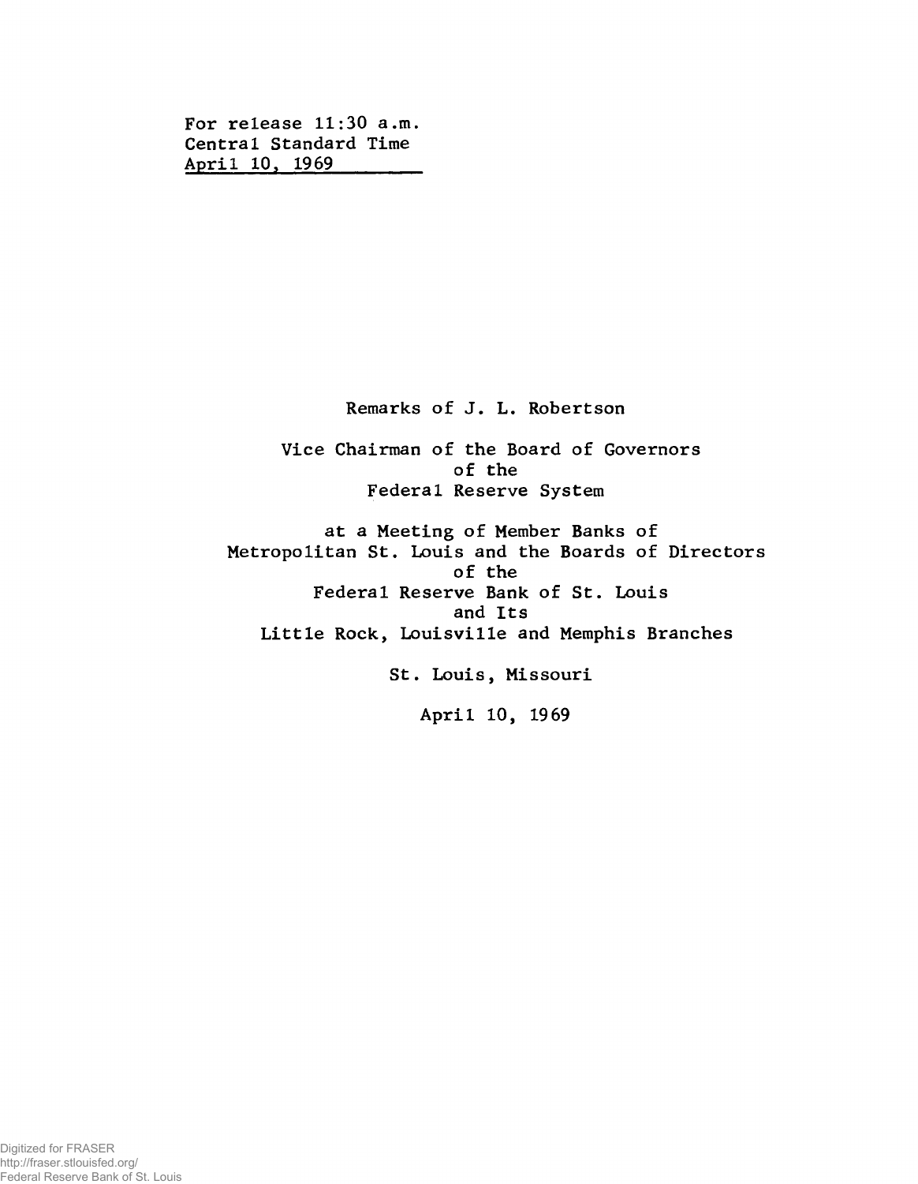For release 11:30 a.m.
Central Standard Time
April 10, 1969

Remarks of J. L. Robertson

Vice Chairman of the Board of Governors
of the
Federal Reserve System

at a Meeting of Member Banks of
Metropolitan St. Louis and the Boards of Directors
of the
Federal Reserve Bank of St. Louis
and Its
Little Rock, Louisville and Memphis Branches

St. Louis, Missouri

April 10, 1969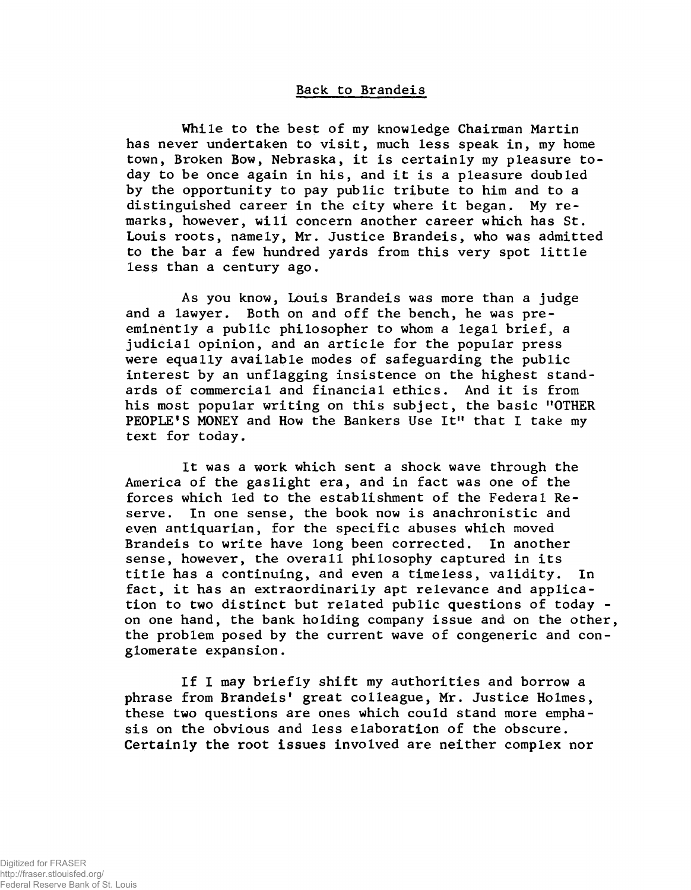## Back to Brandeis

While to the best of my knowledge Chairman Martin has never undertaken to visit, much less speak in, my home town, Broken Bow, Nebraska, it is certainly my pleasure today to be once again in his, and it is a pleasure doubled by the opportunity to pay public tribute to him and to a distinguished career in the city where it began. My remarks, however, will concern another career which has St. Louis roots, namely, Mr. Justice Brandeis, who was admitted to the bar a few hundred yards from this very spot little less than a century ago.

As you know, Louis Brandeis was more than a judge and a lawyer. Both on and off the bench, he was preeminently a public philosopher to whom a legal brief, a judicial opinion, and an article for the popular press were equally available modes of safeguarding the public interest by an unflagging insistence on the highest standards of commercial and financial ethics. And it is from his most popular writing on this subject, the basic "OTHER PEOPLE'S MONEY and How the Bankers Use It" that I take my text for today.

It was a work which sent a shock wave through the America of the gaslight era, and in fact was one of the forces which led to the establishment of the Federal Reserve. In one sense, the book now is anachronistic and even antiquarian, for the specific abuses which moved Brandeis to write have long been corrected. In another sense, however, the overall philosophy captured in its title has a continuing, and even a timeless, validity. In fact, it has an extraordinarily apt relevance and application to two distinct but related public questions of today - on one hand, the bank holding company issue and on the other, the problem posed by the current wave of congeneric and conglomerate expansion.

If I may briefly shift my authorities and borrow a phrase from Brandeis' great colleague, Mr. Justice Holmes, these two questions are ones which could stand more emphasis on the obvious and less elaboration of the obscure. Certainly the root issues involved are neither complex nor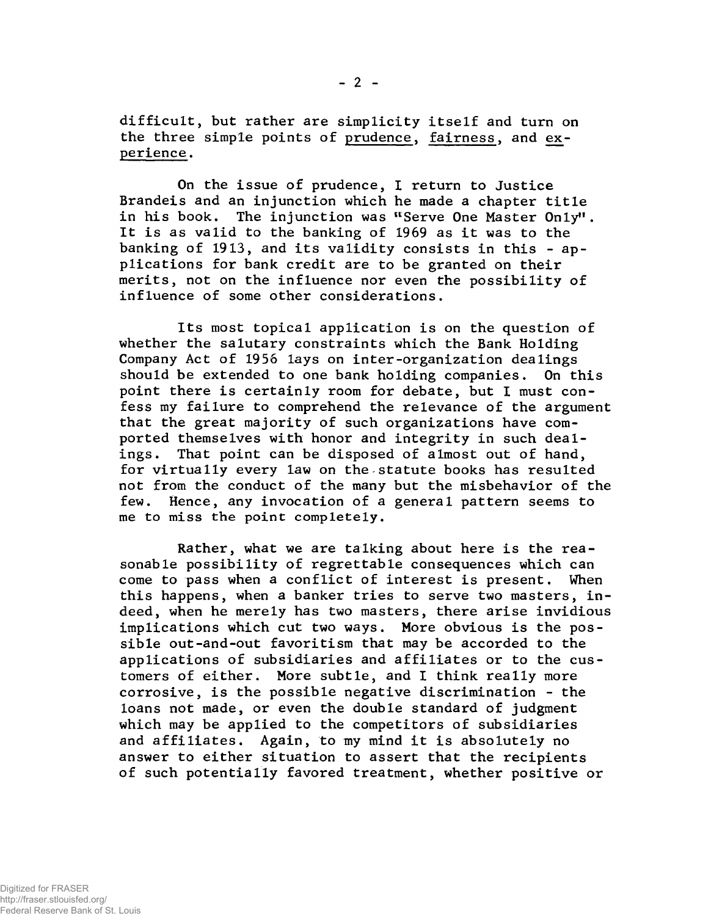difficult, but rather are simplicity itself and turn on the three simple points of <u>prudence</u>, <u>fairness</u>, and <u>experience</u>.

On the issue of prudence, I return to Justice Brandeis and an injunction which he made a chapter title in his book. The injunction was "Serve One Master Only". It is as valid to the banking of 1969 as it was to the banking of 1913, and its validity consists in this - applications for bank credit are to be granted on their merits, not on the influence nor even the possibility of influence of some other considerations.

Its most topical application is on the question of whether the salutary constraints which the Bank Holding Company Act of 1956 lays on inter-organization dealings should be extended to one bank holding companies. On this point there is certainly room for debate, but I must confess my failure to comprehend the relevance of the argument that the great majority of such organizations have comported themselves with honor and integrity in such dealings. That point can be disposed of almost out of hand, for virtually every law on the statute books has resulted not from the conduct of the many but the misbehavior of the few. Hence, any invocation of a general pattern seems to me to miss the point completely.

Rather, what we are talking about here is the reasonable possibility of regrettable consequences which can come to pass when a conflict of interest is present. When this happens, when a banker tries to serve two masters, indeed, when he merely has two masters, there arise invidious implications which cut two ways. More obvious is the possible out-and-out favoritism that may be accorded to the applications of subsidiaries and affiliates or to the customers of either. More subtle, and I think really more corrosive, is the possible negative discrimination - the loans not made, or even the double standard of judgment which may be applied to the competitors of subsidiaries and affiliates. Again, to my mind it is absolutely no answer to either situation to assert that the recipients of such potentially favored treatment, whether positive or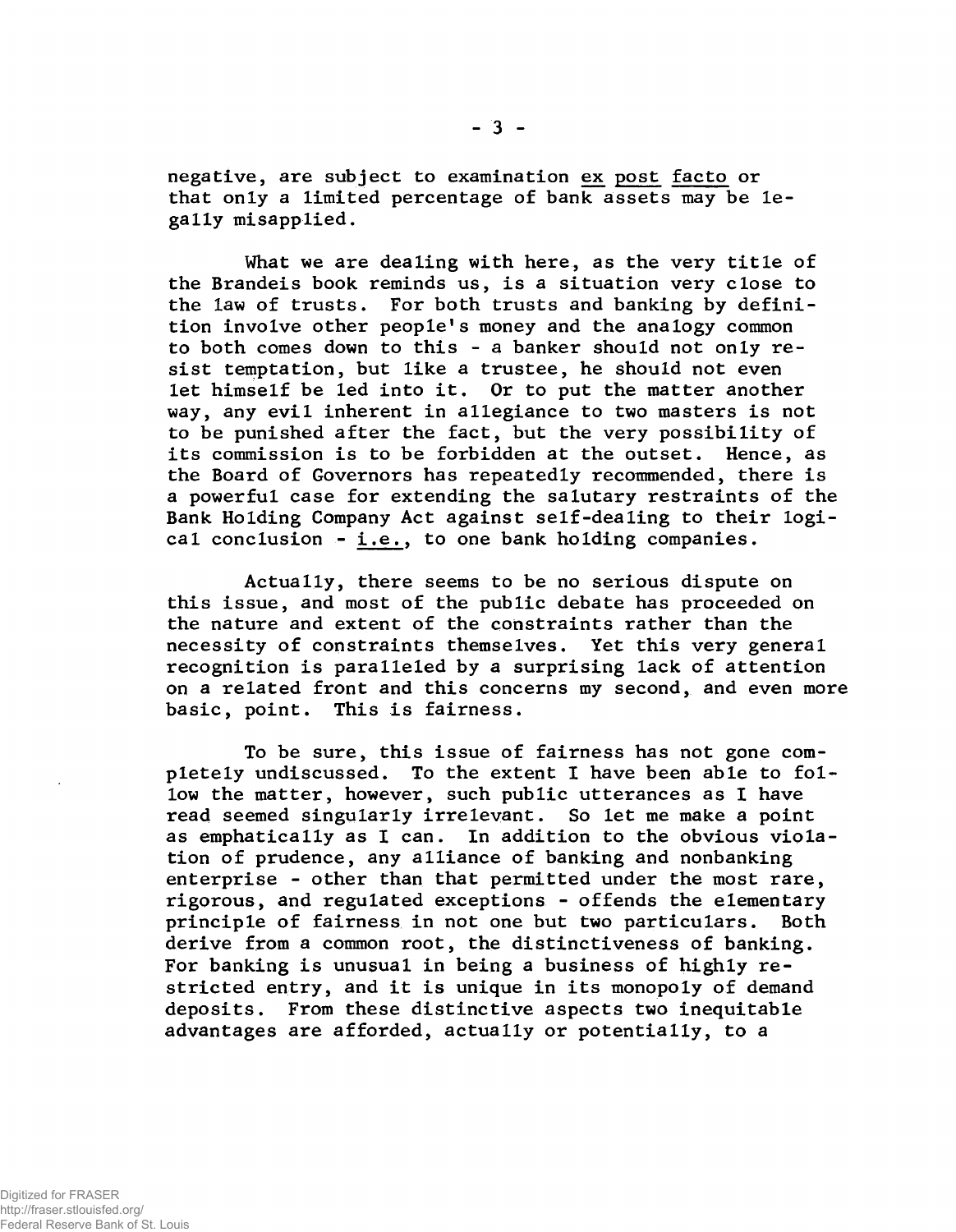negative, are subject to examination _ex post facto_ or that only a limited percentage of bank assets may be legally misapplied.

What we are dealing with here, as the very title of the Brandeis book reminds us, is a situation very close to the law of trusts. For both trusts and banking by definition involve other people's money and the analogy common to both comes down to this - a banker should not only resist temptation, but like a trustee, he should not even let himself be led into it. Or to put the matter another way, any evil inherent in allegiance to two masters is not to be punished after the fact, but the very possibility of its commission is to be forbidden at the outset. Hence, as the Board of Governors has repeatedly recommended, there is a powerful case for extending the salutary restraints of the Bank Holding Company Act against self-dealing to their logical conclusion - _i.e._, to one bank holding companies.

Actually, there seems to be no serious dispute on this issue, and most of the public debate has proceeded on the nature and extent of the constraints rather than the necessity of constraints themselves. Yet this very general recognition is paralleled by a surprising lack of attention on a related front and this concerns my second, and even more basic, point. This is fairness.

To be sure, this issue of fairness has not gone completely undiscussed. To the extent I have been able to follow the matter, however, such public utterances as I have read seemed singularly irrelevant. So let me make a point as emphatically as I can. In addition to the obvious violation of prudence, any alliance of banking and nonbanking enterprise - other than that permitted under the most rare, rigorous, and regulated exceptions - offends the elementary principle of fairness in not one but two particulars. Both derive from a common root, the distinctiveness of banking. For banking is unusual in being a business of highly restricted entry, and it is unique in its monopoly of demand deposits. From these distinctive aspects two inequitable advantages are afforded, actually or potentially, to a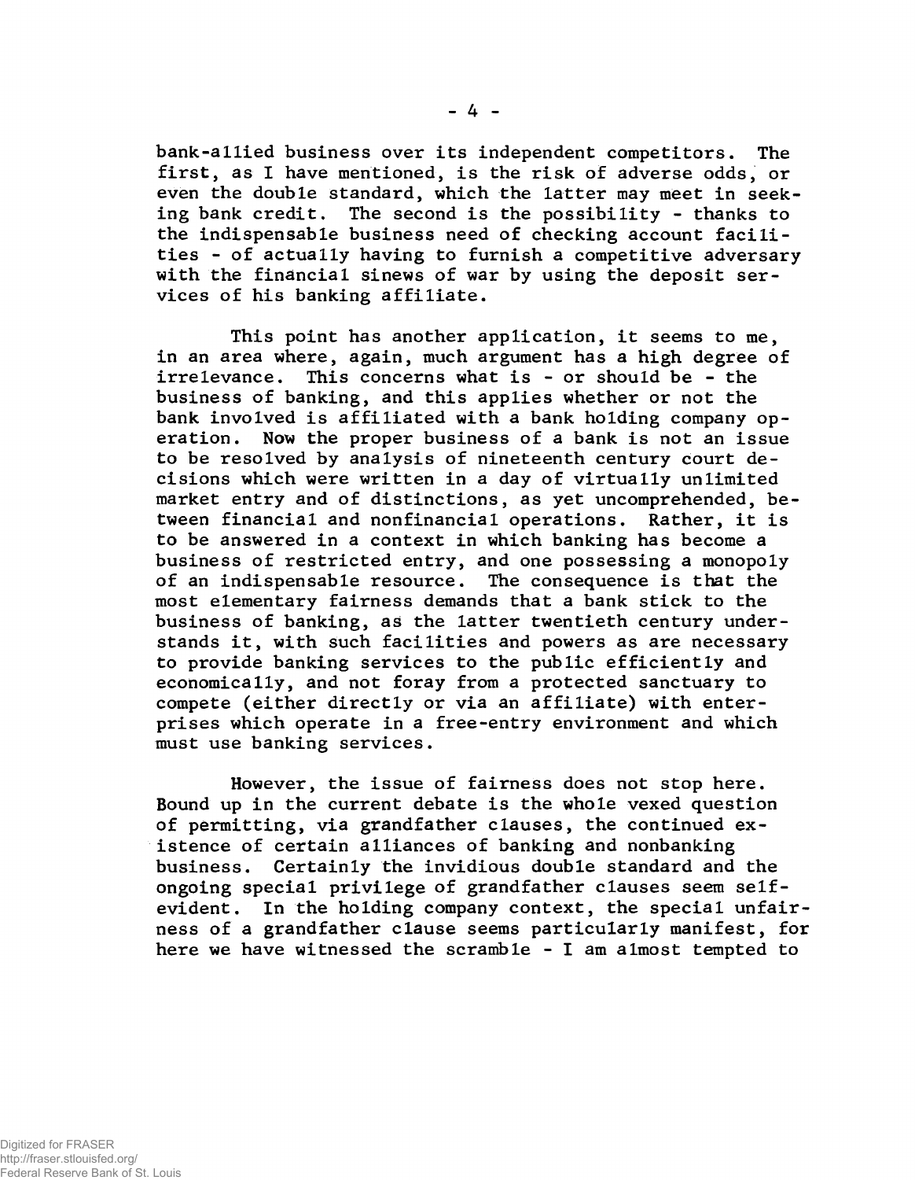bank-allied business over its independent competitors. The first, as I have mentioned, is the risk of adverse odds, or even the double standard, which the latter may meet in seeking bank credit. The second is the possibility - thanks to the indispensable business need of checking account facilities - of actually having to furnish a competitive adversary with the financial sinews of war by using the deposit services of his banking affiliate.

This point has another application, it seems to me, in an area where, again, much argument has a high degree of irrelevance. This concerns what is - or should be - the business of banking, and this applies whether or not the bank involved is affiliated with a bank holding company operation. Now the proper business of a bank is not an issue to be resolved by analysis of nineteenth century court decisions which were written in a day of virtually unlimited market entry and of distinctions, as yet uncomprehended, between financial and nonfinancial operations. Rather, it is to be answered in a context in which banking has become a business of restricted entry, and one possessing a monopoly of an indispensable resource. The consequence is that the most elementary fairness demands that a bank stick to the business of banking, as the latter twentieth century understands it, with such facilities and powers as are necessary to provide banking services to the public efficiently and economically, and not foray from a protected sanctuary to compete (either directly or via an affiliate) with enterprises which operate in a free-entry environment and which must use banking services.

However, the issue of fairness does not stop here. Bound up in the current debate is the whole vexed question of permitting, via grandfather clauses, the continued existence of certain alliances of banking and nonbanking business. Certainly the invidious double standard and the ongoing special privilege of grandfather clauses seem self-evident. In the holding company context, the special unfairness of a grandfather clause seems particularly manifest, for here we have witnessed the scramble - I am almost tempted to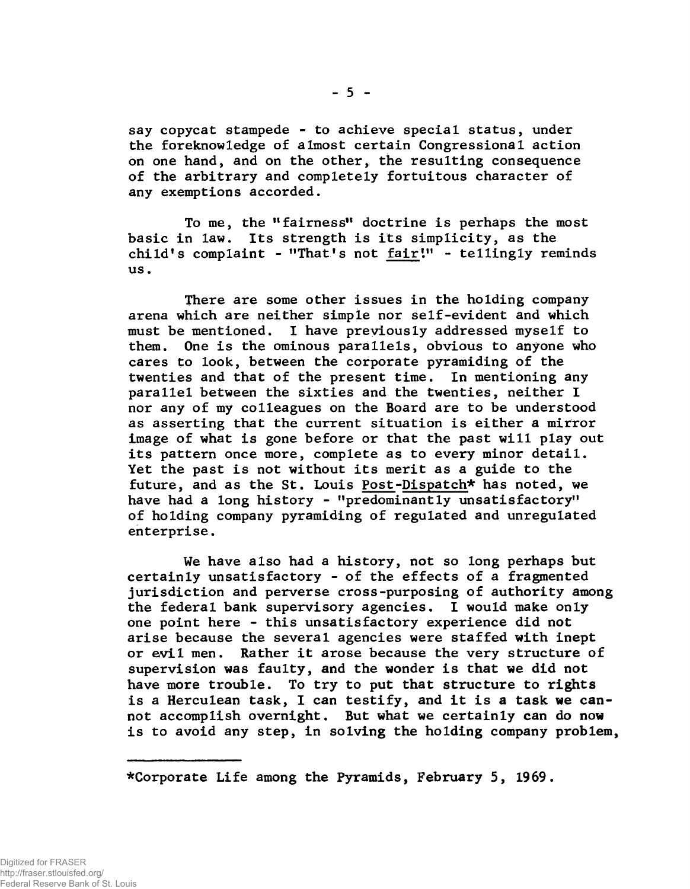say copycat stampede - to achieve special status, under the foreknowledge of almost certain Congressional action on one hand, and on the other, the resulting consequence of the arbitrary and completely fortuitous character of any exemptions accorded.

To me, the "fairness" doctrine is perhaps the most basic in law. Its strength is its simplicity, as the child's complaint - "That's not fair!" - tellingly reminds us.

There are some other issues in the holding company arena which are neither simple nor self-evident and which must be mentioned. I have previously addressed myself to them. One is the ominous parallels, obvious to anyone who cares to look, between the corporate pyramiding of the twenties and that of the present time. In mentioning any parallel between the sixties and the twenties, neither I nor any of my colleagues on the Board are to be understood as asserting that the current situation is either a mirror image of what is gone before or that the past will play out its pattern once more, complete as to every minor detail. Yet the past is not without its merit as a guide to the future, and as the St. Louis Post-Dispatch* has noted, we have had a long history - "predominantly unsatisfactory" of holding company pyramiding of regulated and unregulated enterprise.

We have also had a history, not so long perhaps but certainly unsatisfactory - of the effects of a fragmented jurisdiction and perverse cross-purposing of authority among the federal bank supervisory agencies. I would make only one point here - this unsatisfactory experience did not arise because the several agencies were staffed with inept or evil men. Rather it arose because the very structure of supervision was faulty, and the wonder is that we did not have more trouble. To try to put that structure to rights is a Herculean task, I can testify, and it is a task we cannot accomplish overnight. But what we certainly can do now is to avoid any step, in solving the holding company problem,

---

*Corporate Life among the Pyramids, February 5, 1969.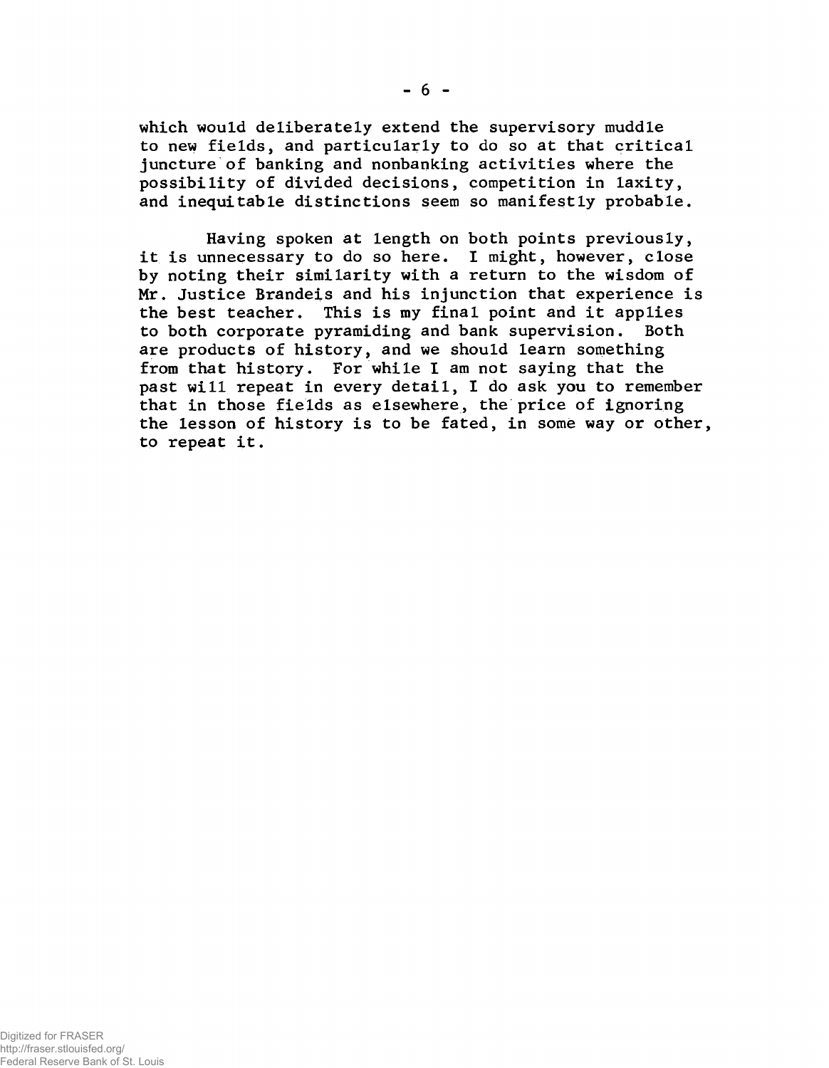which would deliberately extend the supervisory muddle to new fields, and particularly to do so at that critical juncture of banking and nonbanking activities where the possibility of divided decisions, competition in laxity, and inequitable distinctions seem so manifestly probable.

Having spoken at length on both points previously, it is unnecessary to do so here. I might, however, close by noting their similarity with a return to the wisdom of Mr. Justice Brandeis and his injunction that experience is the best teacher. This is my final point and it applies to both corporate pyramiding and bank supervision. Both are products of history, and we should learn something from that history. For while I am not saying that the past will repeat in every detail, I do ask you to remember that in those fields as elsewhere, the price of ignoring the lesson of history is to be fated, in some way or other, to repeat it.